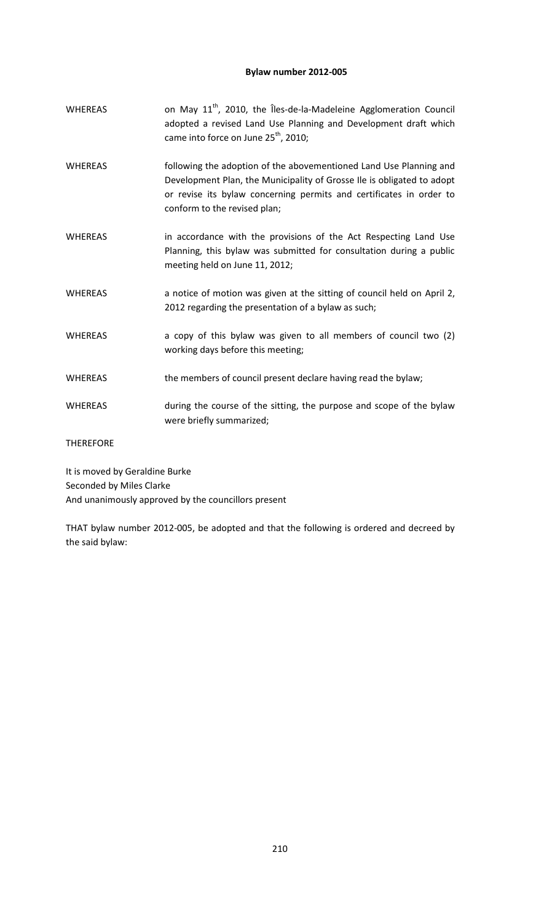**Bylaw number 2012-005**

| | |
|---|---|
| WHEREAS | on May 11th, 2010, the Îles-de-la-Madeleine Agglomeration Council adopted a revised Land Use Planning and Development draft which came into force on June 25th, 2010; |
| WHEREAS | following the adoption of the abovementioned Land Use Planning and Development Plan, the Municipality of Grosse Ile is obligated to adopt or revise its bylaw concerning permits and certificates in order to conform to the revised plan; |
| WHEREAS | in accordance with the provisions of the Act Respecting Land Use Planning, this bylaw was submitted for consultation during a public meeting held on June 11, 2012; |
| WHEREAS | a notice of motion was given at the sitting of council held on April 2, 2012 regarding the presentation of a bylaw as such; |
| WHEREAS | a copy of this bylaw was given to all members of council two (2) working days before this meeting; |
| WHEREAS | the members of council present declare having read the bylaw; |
| WHEREAS | during the course of the sitting, the purpose and scope of the bylaw were briefly summarized; |

THEREFORE

It is moved by Geraldine Burke
Seconded by Miles Clarke
And unanimously approved by the councillors present

THAT bylaw number 2012-005, be adopted and that the following is ordered and decreed by the said bylaw: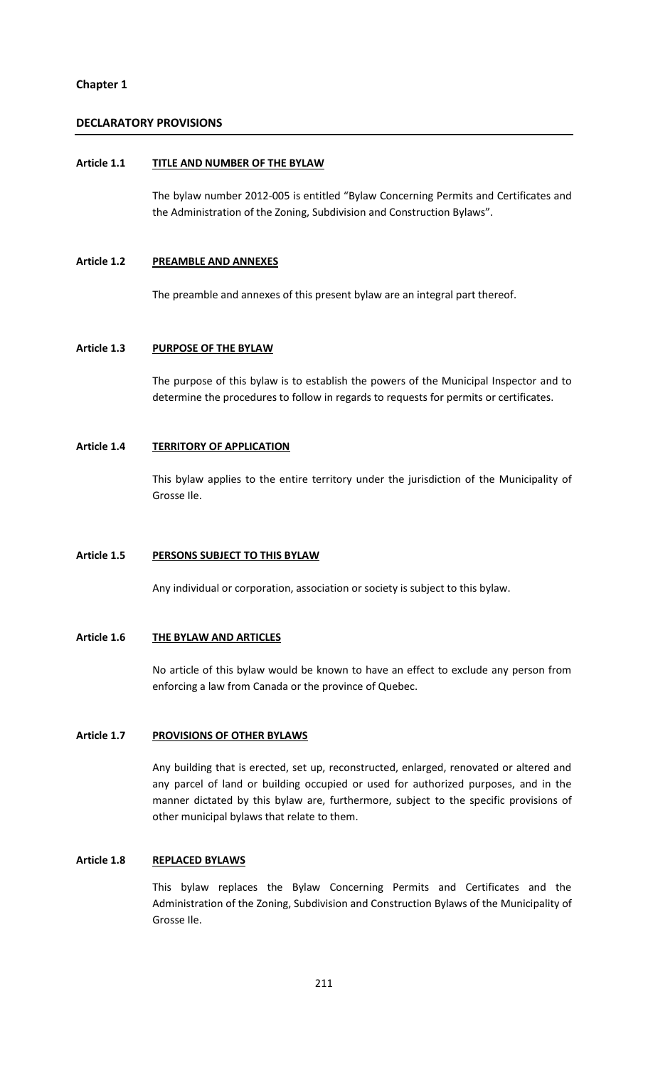## Chapter 1

## DECLARATORY PROVISIONS

### Article 1.1 TITLE AND NUMBER OF THE BYLAW

The bylaw number 2012-005 is entitled "Bylaw Concerning Permits and Certificates and the Administration of the Zoning, Subdivision and Construction Bylaws".

### Article 1.2 PREAMBLE AND ANNEXES

The preamble and annexes of this present bylaw are an integral part thereof.

### Article 1.3 PURPOSE OF THE BYLAW

The purpose of this bylaw is to establish the powers of the Municipal Inspector and to determine the procedures to follow in regards to requests for permits or certificates.

### Article 1.4 TERRITORY OF APPLICATION

This bylaw applies to the entire territory under the jurisdiction of the Municipality of Grosse Ile.

### Article 1.5 PERSONS SUBJECT TO THIS BYLAW

Any individual or corporation, association or society is subject to this bylaw.

### Article 1.6 THE BYLAW AND ARTICLES

No article of this bylaw would be known to have an effect to exclude any person from enforcing a law from Canada or the province of Quebec.

### Article 1.7 PROVISIONS OF OTHER BYLAWS

Any building that is erected, set up, reconstructed, enlarged, renovated or altered and any parcel of land or building occupied or used for authorized purposes, and in the manner dictated by this bylaw are, furthermore, subject to the specific provisions of other municipal bylaws that relate to them.

### Article 1.8 REPLACED BYLAWS

This bylaw replaces the Bylaw Concerning Permits and Certificates and the Administration of the Zoning, Subdivision and Construction Bylaws of the Municipality of Grosse Ile.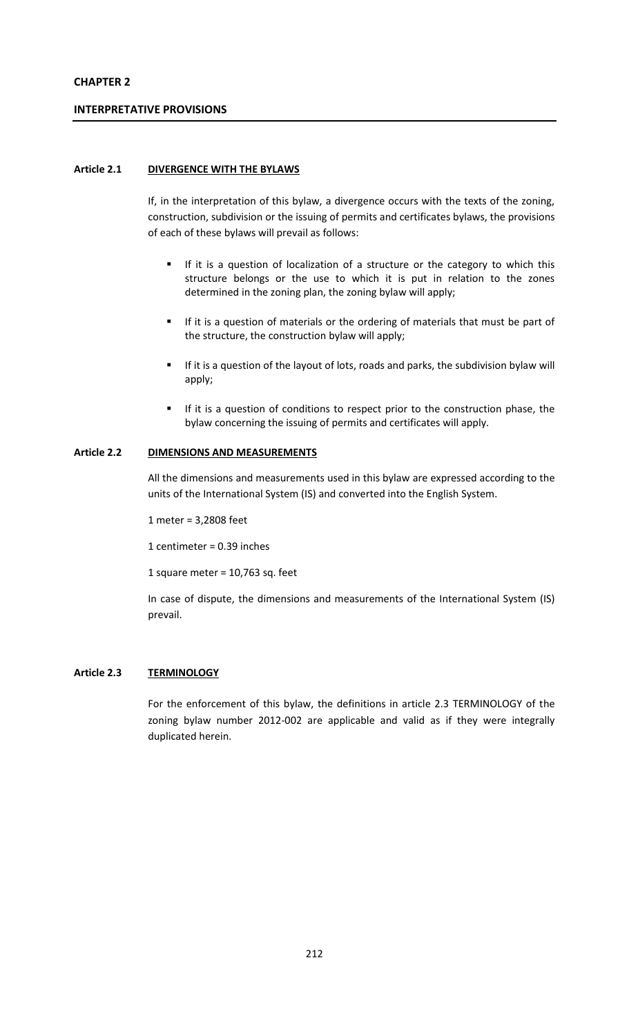# CHAPTER 2

## INTERPRETATIVE PROVISIONS

### Article 2.1 DIVERGENCE WITH THE BYLAWS

If, in the interpretation of this bylaw, a divergence occurs with the texts of the zoning, construction, subdivision or the issuing of permits and certificates bylaws, the provisions of each of these bylaws will prevail as follows:

- If it is a question of localization of a structure or the category to which this structure belongs or the use to which it is put in relation to the zones determined in the zoning plan, the zoning bylaw will apply;
- If it is a question of materials or the ordering of materials that must be part of the structure, the construction bylaw will apply;
- If it is a question of the layout of lots, roads and parks, the subdivision bylaw will apply;
- If it is a question of conditions to respect prior to the construction phase, the bylaw concerning the issuing of permits and certificates will apply.

### Article 2.2 DIMENSIONS AND MEASUREMENTS

All the dimensions and measurements used in this bylaw are expressed according to the units of the International System (IS) and converted into the English System.

1 meter = 3,2808 feet

1 centimeter = 0.39 inches

1 square meter = 10,763 sq. feet

In case of dispute, the dimensions and measurements of the International System (IS) prevail.

### Article 2.3 TERMINOLOGY

For the enforcement of this bylaw, the definitions in article 2.3 TERMINOLOGY of the zoning bylaw number 2012-002 are applicable and valid as if they were integrally duplicated herein.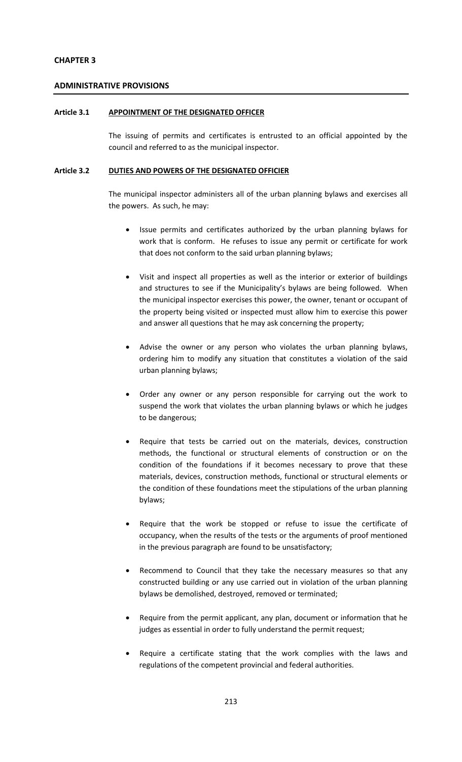# CHAPTER 3

## ADMINISTRATIVE PROVISIONS

### Article 3.1 APPOINTMENT OF THE DESIGNATED OFFICER

The issuing of permits and certificates is entrusted to an official appointed by the council and referred to as the municipal inspector.

### Article 3.2 DUTIES AND POWERS OF THE DESIGNATED OFFICIER

The municipal inspector administers all of the urban planning bylaws and exercises all the powers. As such, he may:

- Issue permits and certificates authorized by the urban planning bylaws for work that is conform. He refuses to issue any permit or certificate for work that does not conform to the said urban planning bylaws;
- Visit and inspect all properties as well as the interior or exterior of buildings and structures to see if the Municipality's bylaws are being followed. When the municipal inspector exercises this power, the owner, tenant or occupant of the property being visited or inspected must allow him to exercise this power and answer all questions that he may ask concerning the property;
- Advise the owner or any person who violates the urban planning bylaws, ordering him to modify any situation that constitutes a violation of the said urban planning bylaws;
- Order any owner or any person responsible for carrying out the work to suspend the work that violates the urban planning bylaws or which he judges to be dangerous;
- Require that tests be carried out on the materials, devices, construction methods, the functional or structural elements of construction or on the condition of the foundations if it becomes necessary to prove that these materials, devices, construction methods, functional or structural elements or the condition of these foundations meet the stipulations of the urban planning bylaws;
- Require that the work be stopped or refuse to issue the certificate of occupancy, when the results of the tests or the arguments of proof mentioned in the previous paragraph are found to be unsatisfactory;
- Recommend to Council that they take the necessary measures so that any constructed building or any use carried out in violation of the urban planning bylaws be demolished, destroyed, removed or terminated;
- Require from the permit applicant, any plan, document or information that he judges as essential in order to fully understand the permit request;
- Require a certificate stating that the work complies with the laws and regulations of the competent provincial and federal authorities.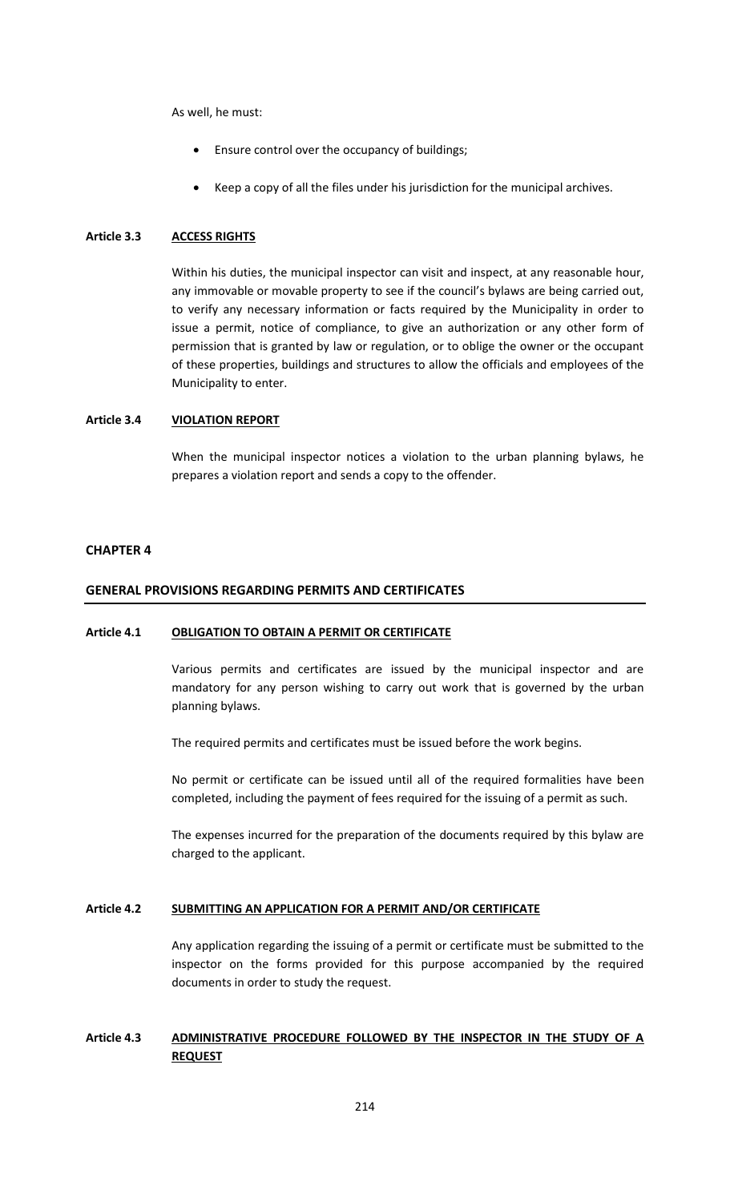As well, he must:

- Ensure control over the occupancy of buildings;
- Keep a copy of all the files under his jurisdiction for the municipal archives.

**Article 3.3 ACCESS RIGHTS**

Within his duties, the municipal inspector can visit and inspect, at any reasonable hour, any immovable or movable property to see if the council's bylaws are being carried out, to verify any necessary information or facts required by the Municipality in order to issue a permit, notice of compliance, to give an authorization or any other form of permission that is granted by law or regulation, or to oblige the owner or the occupant of these properties, buildings and structures to allow the officials and employees of the Municipality to enter.

**Article 3.4 VIOLATION REPORT**

When the municipal inspector notices a violation to the urban planning bylaws, he prepares a violation report and sends a copy to the offender.

## CHAPTER 4

## GENERAL PROVISIONS REGARDING PERMITS AND CERTIFICATES

**Article 4.1 OBLIGATION TO OBTAIN A PERMIT OR CERTIFICATE**

Various permits and certificates are issued by the municipal inspector and are mandatory for any person wishing to carry out work that is governed by the urban planning bylaws.

The required permits and certificates must be issued before the work begins.

No permit or certificate can be issued until all of the required formalities have been completed, including the payment of fees required for the issuing of a permit as such.

The expenses incurred for the preparation of the documents required by this bylaw are charged to the applicant.

**Article 4.2 SUBMITTING AN APPLICATION FOR A PERMIT AND/OR CERTIFICATE**

Any application regarding the issuing of a permit or certificate must be submitted to the inspector on the forms provided for this purpose accompanied by the required documents in order to study the request.

**Article 4.3 ADMINISTRATIVE PROCEDURE FOLLOWED BY THE INSPECTOR IN THE STUDY OF A REQUEST**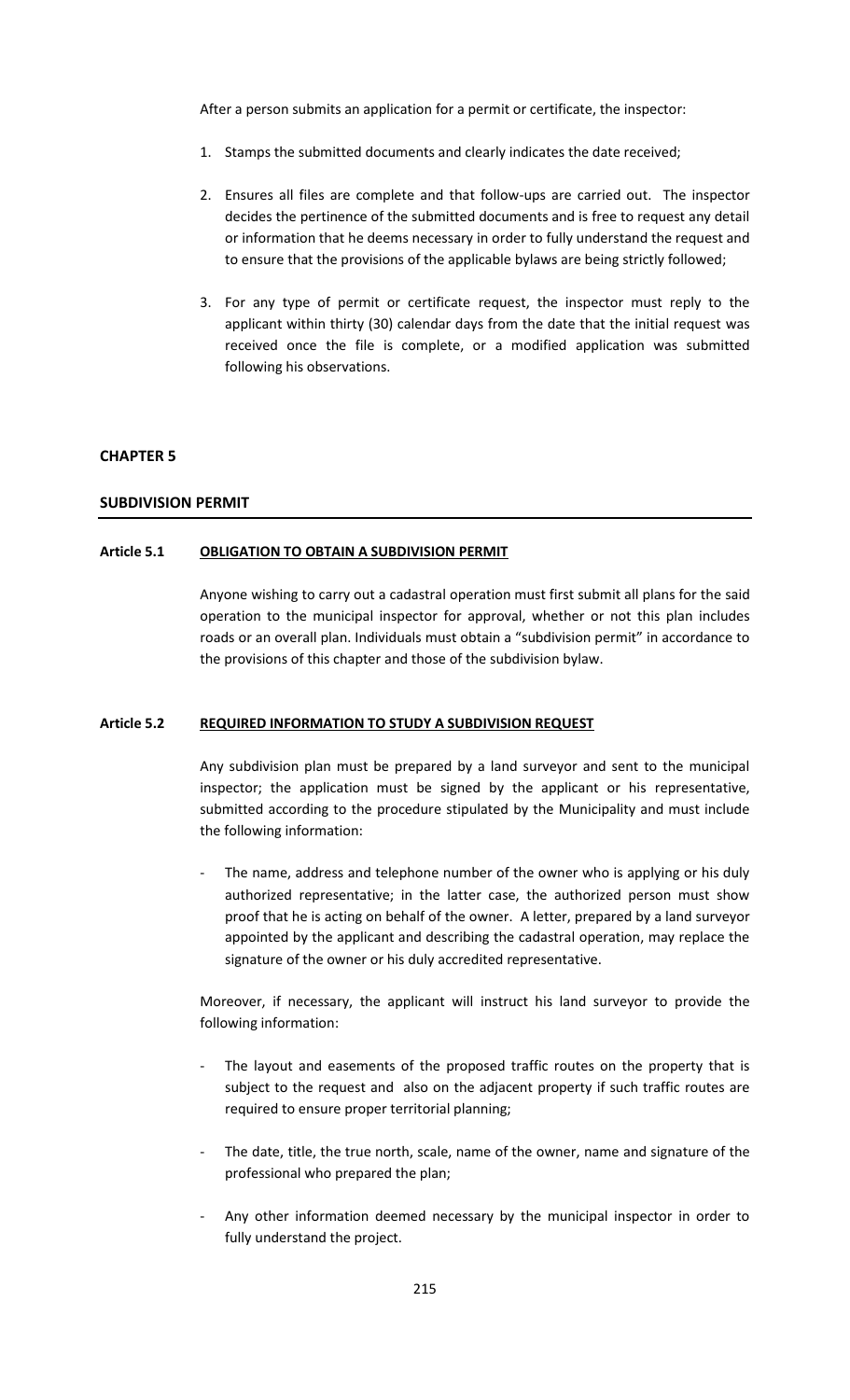After a person submits an application for a permit or certificate, the inspector:

1. Stamps the submitted documents and clearly indicates the date received;

2. Ensures all files are complete and that follow-ups are carried out. The inspector decides the pertinence of the submitted documents and is free to request any detail or information that he deems necessary in order to fully understand the request and to ensure that the provisions of the applicable bylaws are being strictly followed;

3. For any type of permit or certificate request, the inspector must reply to the applicant within thirty (30) calendar days from the date that the initial request was received once the file is complete, or a modified application was submitted following his observations.

## CHAPTER 5

## SUBDIVISION PERMIT

### Article 5.1 OBLIGATION TO OBTAIN A SUBDIVISION PERMIT

Anyone wishing to carry out a cadastral operation must first submit all plans for the said operation to the municipal inspector for approval, whether or not this plan includes roads or an overall plan. Individuals must obtain a "subdivision permit" in accordance to the provisions of this chapter and those of the subdivision bylaw.

### Article 5.2 REQUIRED INFORMATION TO STUDY A SUBDIVISION REQUEST

Any subdivision plan must be prepared by a land surveyor and sent to the municipal inspector; the application must be signed by the applicant or his representative, submitted according to the procedure stipulated by the Municipality and must include the following information:

- The name, address and telephone number of the owner who is applying or his duly authorized representative; in the latter case, the authorized person must show proof that he is acting on behalf of the owner. A letter, prepared by a land surveyor appointed by the applicant and describing the cadastral operation, may replace the signature of the owner or his duly accredited representative.

Moreover, if necessary, the applicant will instruct his land surveyor to provide the following information:

- The layout and easements of the proposed traffic routes on the property that is subject to the request and also on the adjacent property if such traffic routes are required to ensure proper territorial planning;

- The date, title, the true north, scale, name of the owner, name and signature of the professional who prepared the plan;

- Any other information deemed necessary by the municipal inspector in order to fully understand the project.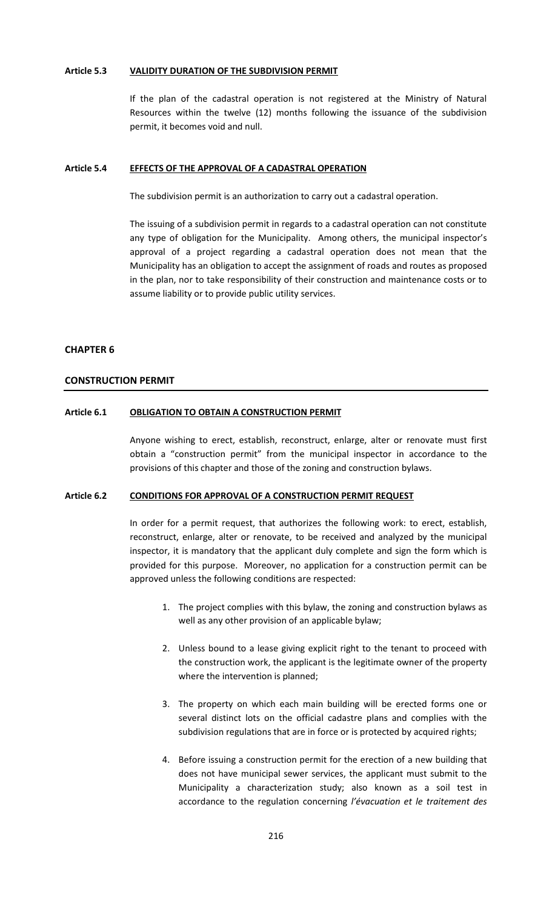#### Article 5.3 VALIDITY DURATION OF THE SUBDIVISION PERMIT

If the plan of the cadastral operation is not registered at the Ministry of Natural Resources within the twelve (12) months following the issuance of the subdivision permit, it becomes void and null.

#### Article 5.4 EFFECTS OF THE APPROVAL OF A CADASTRAL OPERATION

The subdivision permit is an authorization to carry out a cadastral operation.

The issuing of a subdivision permit in regards to a cadastral operation can not constitute any type of obligation for the Municipality. Among others, the municipal inspector's approval of a project regarding a cadastral operation does not mean that the Municipality has an obligation to accept the assignment of roads and routes as proposed in the plan, nor to take responsibility of their construction and maintenance costs or to assume liability or to provide public utility services.

## CHAPTER 6

## CONSTRUCTION PERMIT

#### Article 6.1 OBLIGATION TO OBTAIN A CONSTRUCTION PERMIT

Anyone wishing to erect, establish, reconstruct, enlarge, alter or renovate must first obtain a "construction permit" from the municipal inspector in accordance to the provisions of this chapter and those of the zoning and construction bylaws.

#### Article 6.2 CONDITIONS FOR APPROVAL OF A CONSTRUCTION PERMIT REQUEST

In order for a permit request, that authorizes the following work: to erect, establish, reconstruct, enlarge, alter or renovate, to be received and analyzed by the municipal inspector, it is mandatory that the applicant duly complete and sign the form which is provided for this purpose. Moreover, no application for a construction permit can be approved unless the following conditions are respected:

1. The project complies with this bylaw, the zoning and construction bylaws as well as any other provision of an applicable bylaw;

2. Unless bound to a lease giving explicit right to the tenant to proceed with the construction work, the applicant is the legitimate owner of the property where the intervention is planned;

3. The property on which each main building will be erected forms one or several distinct lots on the official cadastre plans and complies with the subdivision regulations that are in force or is protected by acquired rights;

4. Before issuing a construction permit for the erection of a new building that does not have municipal sewer services, the applicant must submit to the Municipality a characterization study; also known as a soil test in accordance to the regulation concerning *l'évacuation et le traitement des*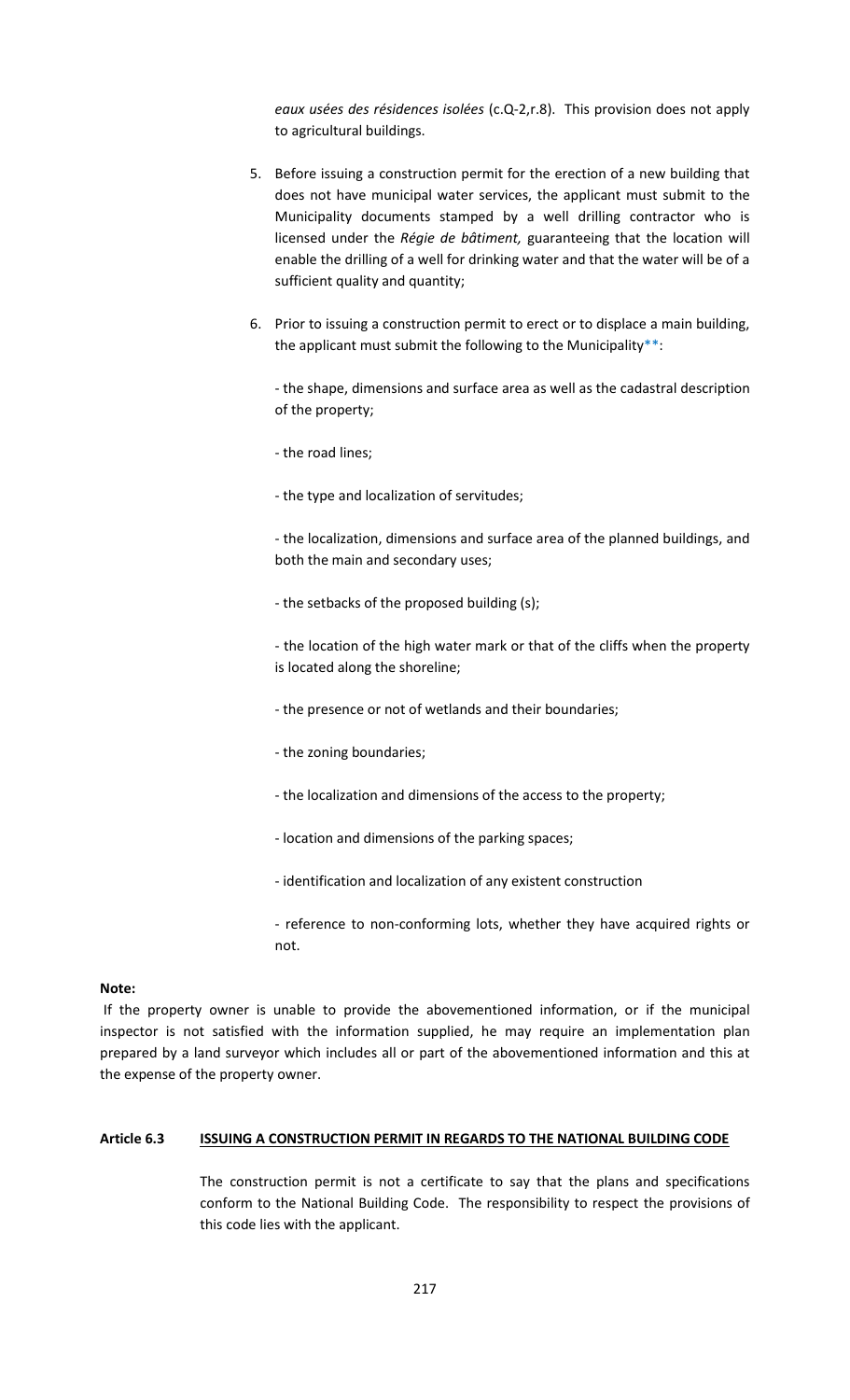*eaux usées des résidences isolées* (c.Q-2,r.8). This provision does not apply to agricultural buildings.

5. Before issuing a construction permit for the erection of a new building that does not have municipal water services, the applicant must submit to the Municipality documents stamped by a well drilling contractor who is licensed under the *Régie de bâtiment,* guaranteeing that the location will enable the drilling of a well for drinking water and that the water will be of a sufficient quality and quantity;

6. Prior to issuing a construction permit to erect or to displace a main building, the applicant must submit the following to the Municipality**:

   - the shape, dimensions and surface area as well as the cadastral description of the property;

   - the road lines;

   - the type and localization of servitudes;

   - the localization, dimensions and surface area of the planned buildings, and both the main and secondary uses;

   - the setbacks of the proposed building (s);

   - the location of the high water mark or that of the cliffs when the property is located along the shoreline;

   - the presence or not of wetlands and their boundaries;

   - the zoning boundaries;

   - the localization and dimensions of the access to the property;

   - location and dimensions of the parking spaces;

   - identification and localization of any existent construction

   - reference to non-conforming lots, whether they have acquired rights or not.

**Note:**

If the property owner is unable to provide the abovementioned information, or if the municipal inspector is not satisfied with the information supplied, he may require an implementation plan prepared by a land surveyor which includes all or part of the abovementioned information and this at the expense of the property owner.

**Article 6.3 ISSUING A CONSTRUCTION PERMIT IN REGARDS TO THE NATIONAL BUILDING CODE**

The construction permit is not a certificate to say that the plans and specifications conform to the National Building Code. The responsibility to respect the provisions of this code lies with the applicant.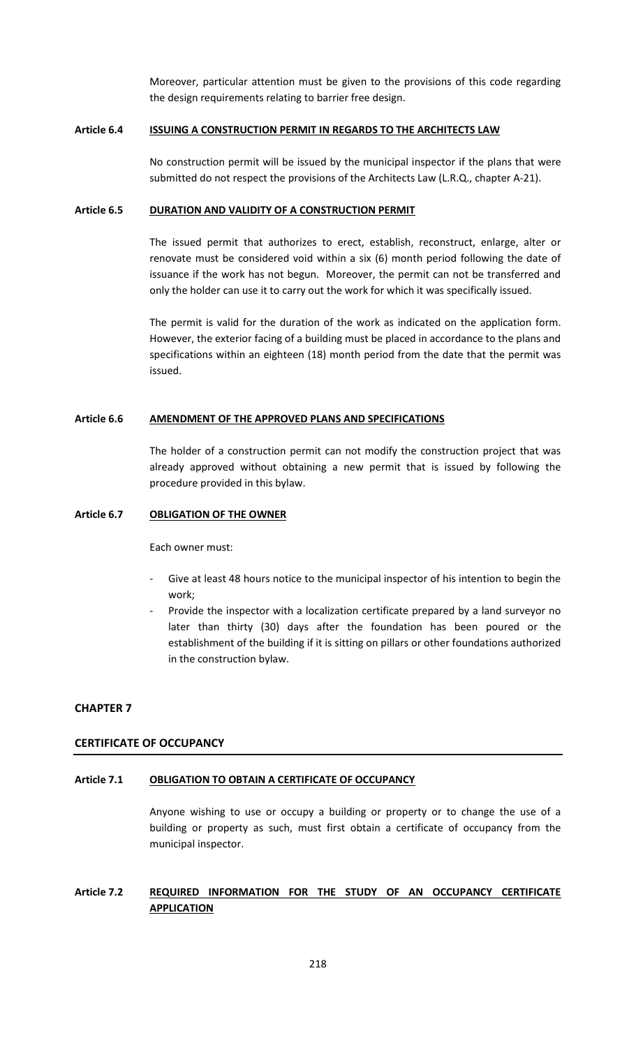Moreover, particular attention must be given to the provisions of this code regarding the design requirements relating to barrier free design.

### Article 6.4 **ISSUING A CONSTRUCTION PERMIT IN REGARDS TO THE ARCHITECTS LAW**

No construction permit will be issued by the municipal inspector if the plans that were submitted do not respect the provisions of the Architects Law (L.R.Q., chapter A-21).

### Article 6.5 **DURATION AND VALIDITY OF A CONSTRUCTION PERMIT**

The issued permit that authorizes to erect, establish, reconstruct, enlarge, alter or renovate must be considered void within a six (6) month period following the date of issuance if the work has not begun. Moreover, the permit can not be transferred and only the holder can use it to carry out the work for which it was specifically issued.

The permit is valid for the duration of the work as indicated on the application form. However, the exterior facing of a building must be placed in accordance to the plans and specifications within an eighteen (18) month period from the date that the permit was issued.

### Article 6.6 **AMENDMENT OF THE APPROVED PLANS AND SPECIFICATIONS**

The holder of a construction permit can not modify the construction project that was already approved without obtaining a new permit that is issued by following the procedure provided in this bylaw.

### Article 6.7 **OBLIGATION OF THE OWNER**

Each owner must:

- Give at least 48 hours notice to the municipal inspector of his intention to begin the work;
- Provide the inspector with a localization certificate prepared by a land surveyor no later than thirty (30) days after the foundation has been poured or the establishment of the building if it is sitting on pillars or other foundations authorized in the construction bylaw.

## CHAPTER 7

## CERTIFICATE OF OCCUPANCY

### Article 7.1 **OBLIGATION TO OBTAIN A CERTIFICATE OF OCCUPANCY**

Anyone wishing to use or occupy a building or property or to change the use of a building or property as such, must first obtain a certificate of occupancy from the municipal inspector.

### Article 7.2 **REQUIRED INFORMATION FOR THE STUDY OF AN OCCUPANCY CERTIFICATE APPLICATION**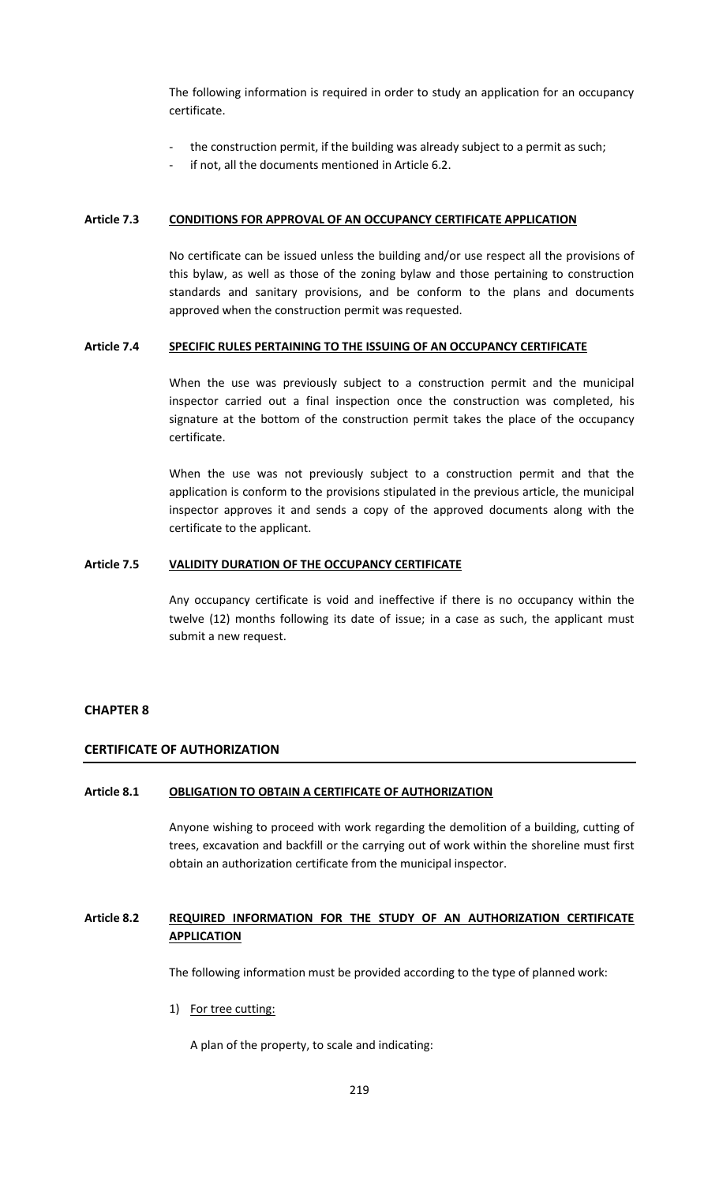The following information is required in order to study an application for an occupancy certificate.

- the construction permit, if the building was already subject to a permit as such;
- if not, all the documents mentioned in Article 6.2.

### Article 7.3 CONDITIONS FOR APPROVAL OF AN OCCUPANCY CERTIFICATE APPLICATION

No certificate can be issued unless the building and/or use respect all the provisions of this bylaw, as well as those of the zoning bylaw and those pertaining to construction standards and sanitary provisions, and be conform to the plans and documents approved when the construction permit was requested.

### Article 7.4 SPECIFIC RULES PERTAINING TO THE ISSUING OF AN OCCUPANCY CERTIFICATE

When the use was previously subject to a construction permit and the municipal inspector carried out a final inspection once the construction was completed, his signature at the bottom of the construction permit takes the place of the occupancy certificate.

When the use was not previously subject to a construction permit and that the application is conform to the provisions stipulated in the previous article, the municipal inspector approves it and sends a copy of the approved documents along with the certificate to the applicant.

### Article 7.5 VALIDITY DURATION OF THE OCCUPANCY CERTIFICATE

Any occupancy certificate is void and ineffective if there is no occupancy within the twelve (12) months following its date of issue; in a case as such, the applicant must submit a new request.

## CHAPTER 8

## CERTIFICATE OF AUTHORIZATION

### Article 8.1 OBLIGATION TO OBTAIN A CERTIFICATE OF AUTHORIZATION

Anyone wishing to proceed with work regarding the demolition of a building, cutting of trees, excavation and backfill or the carrying out of work within the shoreline must first obtain an authorization certificate from the municipal inspector.

### Article 8.2 REQUIRED INFORMATION FOR THE STUDY OF AN AUTHORIZATION CERTIFICATE APPLICATION

The following information must be provided according to the type of planned work:

1) For tree cutting:

   A plan of the property, to scale and indicating: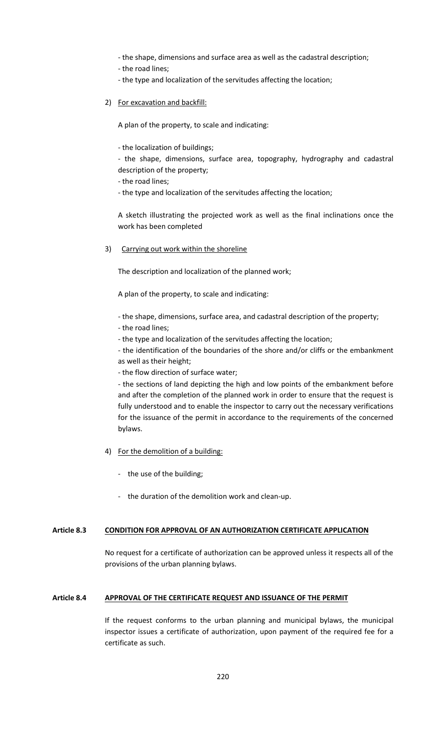- the shape, dimensions and surface area as well as the cadastral description;
- the road lines;
- the type and localization of the servitudes affecting the location;

2) For excavation and backfill:

A plan of the property, to scale and indicating:

- the localization of buildings;
- the shape, dimensions, surface area, topography, hydrography and cadastral description of the property;
- the road lines;
- the type and localization of the servitudes affecting the location;

A sketch illustrating the projected work as well as the final inclinations once the work has been completed

3) Carrying out work within the shoreline

The description and localization of the planned work;

A plan of the property, to scale and indicating:

- the shape, dimensions, surface area, and cadastral description of the property;
- the road lines;
- the type and localization of the servitudes affecting the location;
- the identification of the boundaries of the shore and/or cliffs or the embankment as well as their height;
- the flow direction of surface water;
- the sections of land depicting the high and low points of the embankment before and after the completion of the planned work in order to ensure that the request is fully understood and to enable the inspector to carry out the necessary verifications for the issuance of the permit in accordance to the requirements of the concerned bylaws.

4) For the demolition of a building:

- the use of the building;
- the duration of the demolition work and clean-up.

**Article 8.3 CONDITION FOR APPROVAL OF AN AUTHORIZATION CERTIFICATE APPLICATION**

No request for a certificate of authorization can be approved unless it respects all of the provisions of the urban planning bylaws.

**Article 8.4 APPROVAL OF THE CERTIFICATE REQUEST AND ISSUANCE OF THE PERMIT**

If the request conforms to the urban planning and municipal bylaws, the municipal inspector issues a certificate of authorization, upon payment of the required fee for a certificate as such.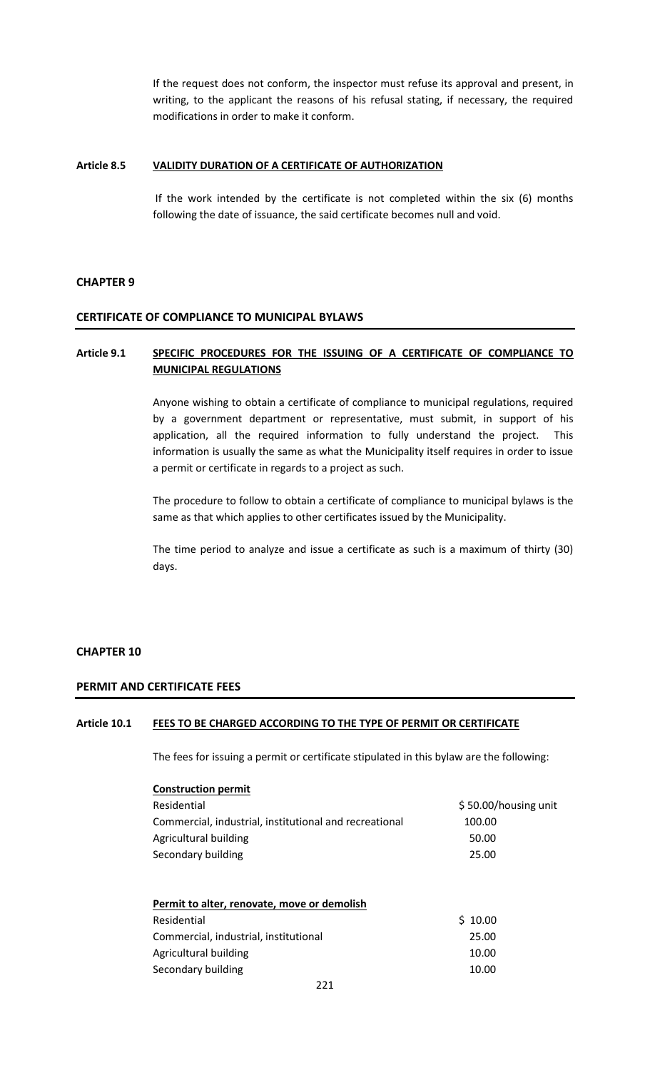If the request does not conform, the inspector must refuse its approval and present, in writing, to the applicant the reasons of his refusal stating, if necessary, the required modifications in order to make it conform.

**Article 8.5 VALIDITY DURATION OF A CERTIFICATE OF AUTHORIZATION**

If the work intended by the certificate is not completed within the six (6) months following the date of issuance, the said certificate becomes null and void.

## CHAPTER 9

## CERTIFICATE OF COMPLIANCE TO MUNICIPAL BYLAWS

**Article 9.1 SPECIFIC PROCEDURES FOR THE ISSUING OF A CERTIFICATE OF COMPLIANCE TO MUNICIPAL REGULATIONS**

Anyone wishing to obtain a certificate of compliance to municipal regulations, required by a government department or representative, must submit, in support of his application, all the required information to fully understand the project. This information is usually the same as what the Municipality itself requires in order to issue a permit or certificate in regards to a project as such.

The procedure to follow to obtain a certificate of compliance to municipal bylaws is the same as that which applies to other certificates issued by the Municipality.

The time period to analyze and issue a certificate as such is a maximum of thirty (30) days.

## CHAPTER 10

## PERMIT AND CERTIFICATE FEES

**Article 10.1 FEES TO BE CHARGED ACCORDING TO THE TYPE OF PERMIT OR CERTIFICATE**

The fees for issuing a permit or certificate stipulated in this bylaw are the following:

| **Construction permit** | |
|---|---|
| Residential | $ 50.00/housing unit |
| Commercial, industrial, institutional and recreational | 100.00 |
| Agricultural building | 50.00 |
| Secondary building | 25.00 |

| **Permit to alter, renovate, move or demolish** | |
|---|---|
| Residential | $ 10.00 |
| Commercial, industrial, institutional | 25.00 |
| Agricultural building | 10.00 |
| Secondary building | 10.00 |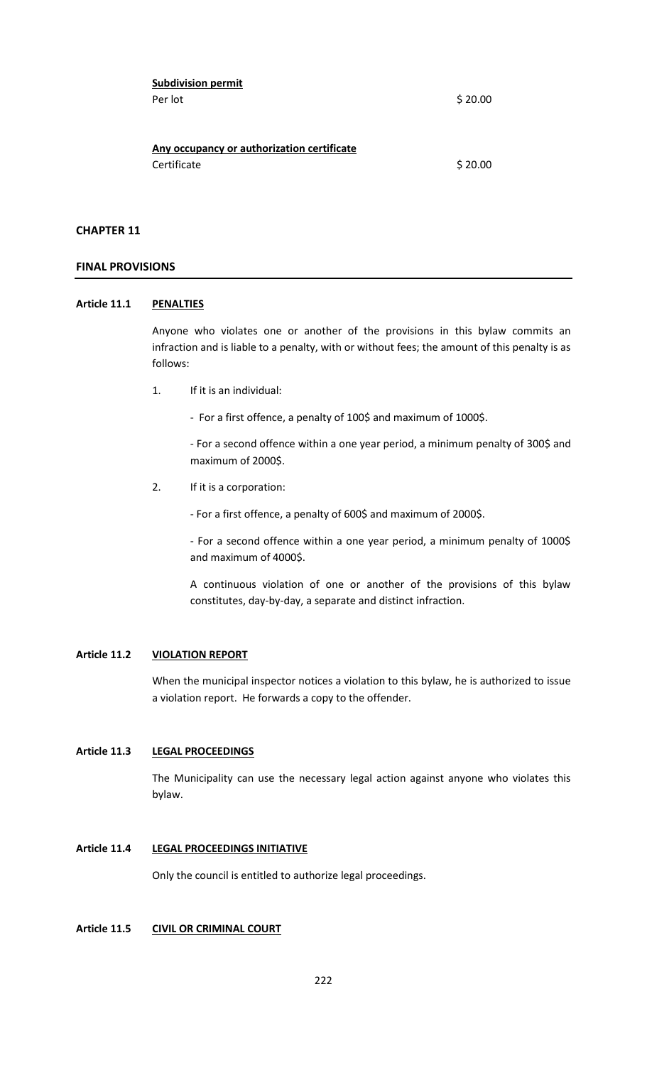**Subdivision permit**

| | |
|---|---|
| Per lot | $ 20.00 |

**Any occupancy or authorization certificate**

| | |
|---|---|
| Certificate | $ 20.00 |

## CHAPTER 11

## FINAL PROVISIONS

### Article 11.1 PENALTIES

Anyone who violates one or another of the provisions in this bylaw commits an infraction and is liable to a penalty, with or without fees; the amount of this penalty is as follows:

1. If it is an individual:

   - For a first offence, a penalty of 100$ and maximum of 1000$.

   - For a second offence within a one year period, a minimum penalty of 300$ and maximum of 2000$.

2. If it is a corporation:

   - For a first offence, a penalty of 600$ and maximum of 2000$.

   - For a second offence within a one year period, a minimum penalty of 1000$ and maximum of 4000$.

   A continuous violation of one or another of the provisions of this bylaw constitutes, day-by-day, a separate and distinct infraction.

### Article 11.2 VIOLATION REPORT

When the municipal inspector notices a violation to this bylaw, he is authorized to issue a violation report. He forwards a copy to the offender.

### Article 11.3 LEGAL PROCEEDINGS

The Municipality can use the necessary legal action against anyone who violates this bylaw.

### Article 11.4 LEGAL PROCEEDINGS INITIATIVE

Only the council is entitled to authorize legal proceedings.

### Article 11.5 CIVIL OR CRIMINAL COURT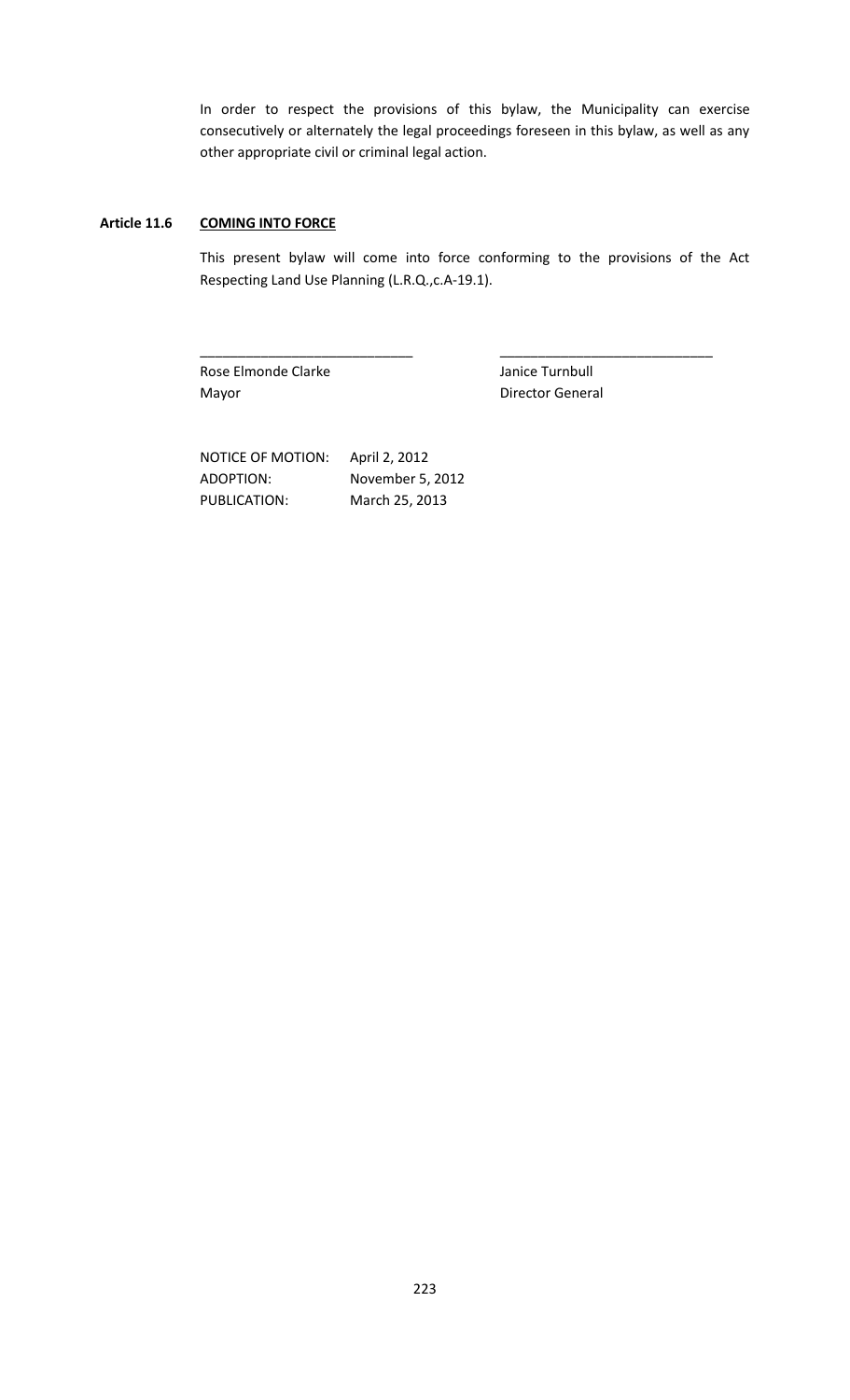In order to respect the provisions of this bylaw, the Municipality can exercise consecutively or alternately the legal proceedings foreseen in this bylaw, as well as any other appropriate civil or criminal legal action.

### Article 11.6 **COMING INTO FORCE**

This present bylaw will come into force conforming to the provisions of the Act Respecting Land Use Planning (L.R.Q.,c.A-19.1).

| | |
|---|---|
| ____________________________ | ____________________________ |
| Rose Elmonde Clarke | Janice Turnbull |
| Mayor | Director General |

| | |
|---|---|
| NOTICE OF MOTION: | April 2, 2012 |
| ADOPTION: | November 5, 2012 |
| PUBLICATION: | March 25, 2013 |